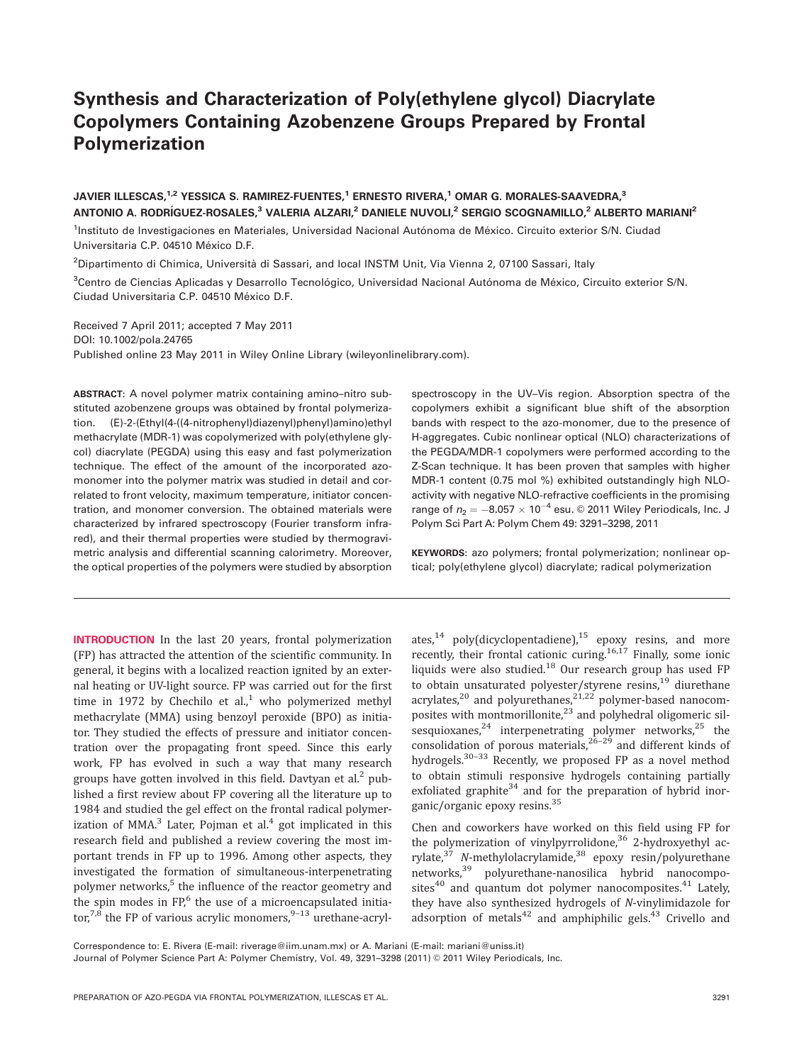# Synthesis and Characterization of Poly(ethylene glycol) Diacrylate Copolymers Containing Azobenzene Groups Prepared by Frontal Polymerization

**JAVIER ILLESCAS,[1,2] YESSICA S. RAMIREZ-FUENTES,[1] ERNESTO RIVERA,[1] OMAR G. MORALES-SAAVEDRA,[3] ANTONIO A. RODRÍGUEZ-ROSALES,[3] VALERIA ALZARI,[2] DANIELE NUVOLI,[2] SERGIO SCOGNAMILLO,[2] ALBERTO MARIANI[2]**

[1]Instituto de Investigaciones en Materiales, Universidad Nacional Autónoma de México. Circuito exterior S/N. Ciudad Universitaria C.P. 04510 México D.F.

[2]Dipartimento di Chimica, Università di Sassari, and local INSTM Unit, Via Vienna 2, 07100 Sassari, Italy

[3]Centro de Ciencias Aplicadas y Desarrollo Tecnológico, Universidad Nacional Autónoma de México, Circuito exterior S/N. Ciudad Universitaria C.P. 04510 México D.F.

Received 7 April 2011; accepted 7 May 2011
DOI: 10.1002/pola.24765
Published online 23 May 2011 in Wiley Online Library (wileyonlinelibrary.com).

**ABSTRACT**: A novel polymer matrix containing amino–nitro substituted azobenzene groups was obtained by frontal polymerization. (E)-2-(Ethyl(4-((4-nitrophenyl)diazenyl)phenyl)amino)ethyl methacrylate (MDR-1) was copolymerized with poly(ethylene glycol) diacrylate (PEGDA) using this easy and fast polymerization technique. The effect of the amount of the incorporated azo-monomer into the polymer matrix was studied in detail and correlated to front velocity, maximum temperature, initiator concentration, and monomer conversion. The obtained materials were characterized by infrared spectroscopy (Fourier transform infrared), and their thermal properties were studied by thermogravimetric analysis and differential scanning calorimetry. Moreover, the optical properties of the polymers were studied by absorption spectroscopy in the UV–Vis region. Absorption spectra of the copolymers exhibit a significant blue shift of the absorption bands with respect to the azo-monomer, due to the presence of H-aggregates. Cubic nonlinear optical (NLO) characterizations of the PEGDA/MDR-1 copolymers were performed according to the Z-Scan technique. It has been proven that samples with higher MDR-1 content (0.75 mol %) exhibited outstandingly high NLO-activity with negative NLO-refractive coefficients in the promising range of $n_2 = -8.057 \times 10^{-4}$ esu. © 2011 Wiley Periodicals, Inc. J Polym Sci Part A: Polym Chem 49: 3291–3298, 2011

**KEYWORDS**: azo polymers; frontal polymerization; nonlinear optical; poly(ethylene glycol) diacrylate; radical polymerization

**INTRODUCTION** In the last 20 years, frontal polymerization (FP) has attracted the attention of the scientific community. In general, it begins with a localized reaction ignited by an external heating or UV-light source. FP was carried out for the first time in 1972 by Chechilo et al.,[1] who polymerized methyl methacrylate (MMA) using benzoyl peroxide (BPO) as initiator. They studied the effects of pressure and initiator concentration over the propagating front speed. Since this early work, FP has evolved in such a way that many research groups have gotten involved in this field. Davtyan et al.[2] published a first review about FP covering all the literature up to 1984 and studied the gel effect on the frontal radical polymerization of MMA.[3] Later, Pojman et al.[4] got implicated in this research field and published a review covering the most important trends in FP up to 1996. Among other aspects, they investigated the formation of simultaneous-interpenetrating polymer networks,[5] the influence of the reactor geometry and the spin modes in FP,[6] the use of a microencapsulated initiator,[7,8] the FP of various acrylic monomers,[9–13] urethane-acrylates,[14] poly(dicyclopentadiene),[15] epoxy resins, and more recently, their frontal cationic curing.[16,17] Finally, some ionic liquids were also studied.[18] Our research group has used FP to obtain unsaturated polyester/styrene resins,[19] diurethane acrylates,[20] and polyurethanes,[21,22] polymer-based nanocomposites with montmorillonite,[23] and polyhedral oligomeric silsesquioxanes,[24] interpenetrating polymer networks,[25] the consolidation of porous materials,[26–29] and different kinds of hydrogels.[30–33] Recently, we proposed FP as a novel method to obtain stimuli responsive hydrogels containing partially exfoliated graphite[34] and for the preparation of hybrid inorganic/organic epoxy resins.[35]

Chen and coworkers have worked on this field using FP for the polymerization of vinylpyrrolidone,[36] 2-hydroxyethyl acrylate,[37] *N*-methylolacrylamide,[38] epoxy resin/polyurethane networks,[39] polyurethane-nanosilica hybrid nanocomposites[40] and quantum dot polymer nanocomposites.[41] Lately, they have also synthesized hydrogels of *N*-vinylimidazole for adsorption of metals[42] and amphiphilic gels.[43] Crivello and

Correspondence to: E. Rivera (E-mail: riverage@iim.unam.mx) or A. Mariani (E-mail: mariani@uniss.it)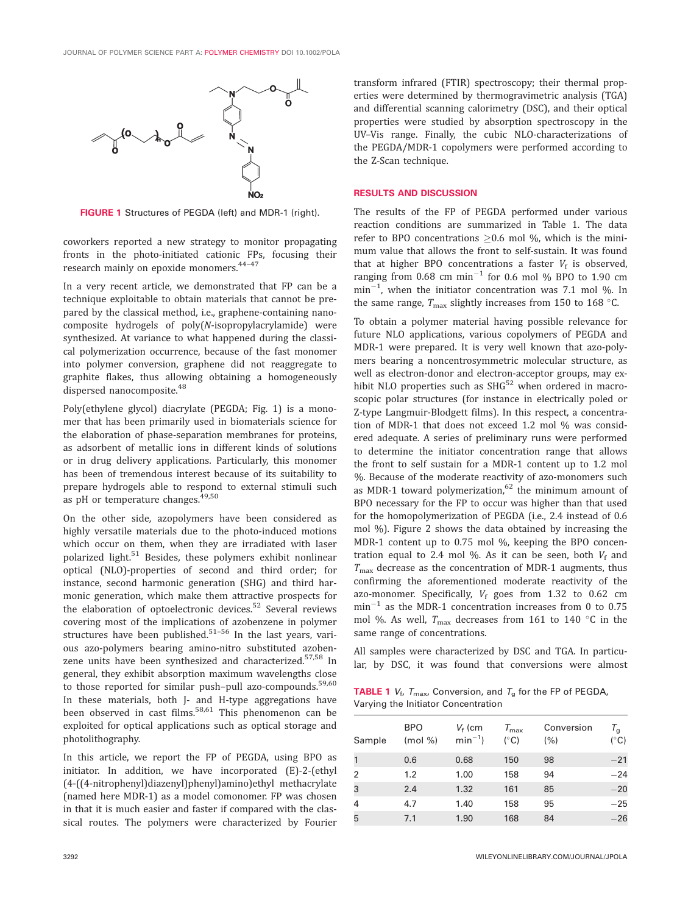FIGURE 1 Structures of PEGDA (left) and MDR-1 (right).

coworkers reported a new strategy to monitor propagating fronts in the photo-initiated cationic FPs, focusing their research mainly on epoxide monomers.[44–47]

In a very recent article, we demonstrated that FP can be a technique exploitable to obtain materials that cannot be prepared by the classical method, i.e., graphene-containing nanocomposite hydrogels of poly(*N*-isopropylacrylamide) were synthesized. At variance to what happened during the classical polymerization occurrence, because of the fast monomer into polymer conversion, graphene did not reaggregate to graphite flakes, thus allowing obtaining a homogeneously dispersed nanocomposite.[48]

Poly(ethylene glycol) diacrylate (PEGDA; Fig. 1) is a monomer that has been primarily used in biomaterials science for the elaboration of phase-separation membranes for proteins, as adsorbent of metallic ions in different kinds of solutions or in drug delivery applications. Particularly, this monomer has been of tremendous interest because of its suitability to prepare hydrogels able to respond to external stimuli such as pH or temperature changes.[49,50]

On the other side, azopolymers have been considered as highly versatile materials due to the photo-induced motions which occur on them, when they are irradiated with laser polarized light.[51] Besides, these polymers exhibit nonlinear optical (NLO)-properties of second and third order; for instance, second harmonic generation (SHG) and third harmonic generation, which make them attractive prospects for the elaboration of optoelectronic devices.[52] Several reviews covering most of the implications of azobenzene in polymer structures have been published.[51–56] In the last years, various azo-polymers bearing amino-nitro substituted azobenzene units have been synthesized and characterized.[57,58] In general, they exhibit absorption maximum wavelengths close to those reported for similar push–pull azo-compounds.[59,60] In these materials, both J- and H-type aggregations have been observed in cast films.[58,61] This phenomenon can be exploited for optical applications such as optical storage and photolithography.

In this article, we report the FP of PEGDA, using BPO as initiator. In addition, we have incorporated (E)-2-(ethyl (4-((4-nitrophenyl)diazenyl)phenyl)amino)ethyl methacrylate (named here MDR-1) as a model comonomer. FP was chosen in that it is much easier and faster if compared with the classical routes. The polymers were characterized by Fourier transform infrared (FTIR) spectroscopy; their thermal properties were determined by thermogravimetric analysis (TGA) and differential scanning calorimetry (DSC), and their optical properties were studied by absorption spectroscopy in the UV–Vis range. Finally, the cubic NLO-characterizations of the PEGDA/MDR-1 copolymers were performed according to the Z-Scan technique.

## RESULTS AND DISCUSSION

The results of the FP of PEGDA performed under various reaction conditions are summarized in Table 1. The data refer to BPO concentrations ≥0.6 mol %, which is the minimum value that allows the front to self-sustain. It was found that at higher BPO concentrations a faster $V_f$ is observed, ranging from 0.68 cm min$^{-1}$ for 0.6 mol % BPO to 1.90 cm min$^{-1}$, when the initiator concentration was 7.1 mol %. In the same range, $T_{max}$ slightly increases from 150 to 168 °C.

To obtain a polymer material having possible relevance for future NLO applications, various copolymers of PEGDA and MDR-1 were prepared. It is very well known that azo-polymers bearing a noncentrosymmetric molecular structure, as well as electron-donor and electron-acceptor groups, may exhibit NLO properties such as SHG[52] when ordered in macroscopic polar structures (for instance in electrically poled or Z-type Langmuir-Blodgett films). In this respect, a concentration of MDR-1 that does not exceed 1.2 mol % was considered adequate. A series of preliminary runs were performed to determine the initiator concentration range that allows the front to self sustain for a MDR-1 content up to 1.2 mol %. Because of the moderate reactivity of azo-monomers such as MDR-1 toward polymerization,[62] the minimum amount of BPO necessary for the FP to occur was higher than that used for the homopolymerization of PEGDA (i.e., 2.4 instead of 0.6 mol %). Figure 2 shows the data obtained by increasing the MDR-1 content up to 0.75 mol %, keeping the BPO concentration equal to 2.4 mol %. As it can be seen, both $V_f$ and $T_{max}$ decrease as the concentration of MDR-1 augments, thus confirming the aforementioned moderate reactivity of the azo-monomer. Specifically, $V_f$ goes from 1.32 to 0.62 cm min$^{-1}$ as the MDR-1 concentration increases from 0 to 0.75 mol %. As well, $T_{max}$ decreases from 161 to 140 °C in the same range of concentrations.

All samples were characterized by DSC and TGA. In particular, by DSC, it was found that conversions were almost

TABLE 1 $V_f$, $T_{max}$, Conversion, and $T_g$ for the FP of PEGDA, Varying the Initiator Concentration

| Sample | BPO (mol %) | $V_f$ (cm min$^{-1}$) | $T_{max}$ (°C) | Conversion (%) | $T_g$ (°C) |
|---|---|---|---|---|---|
| 1 | 0.6 | 0.68 | 150 | 98 | −21 |
| 2 | 1.2 | 1.00 | 158 | 94 | −24 |
| 3 | 2.4 | 1.32 | 161 | 85 | −20 |
| 4 | 4.7 | 1.40 | 158 | 95 | −25 |
| 5 | 7.1 | 1.90 | 168 | 84 | −26 |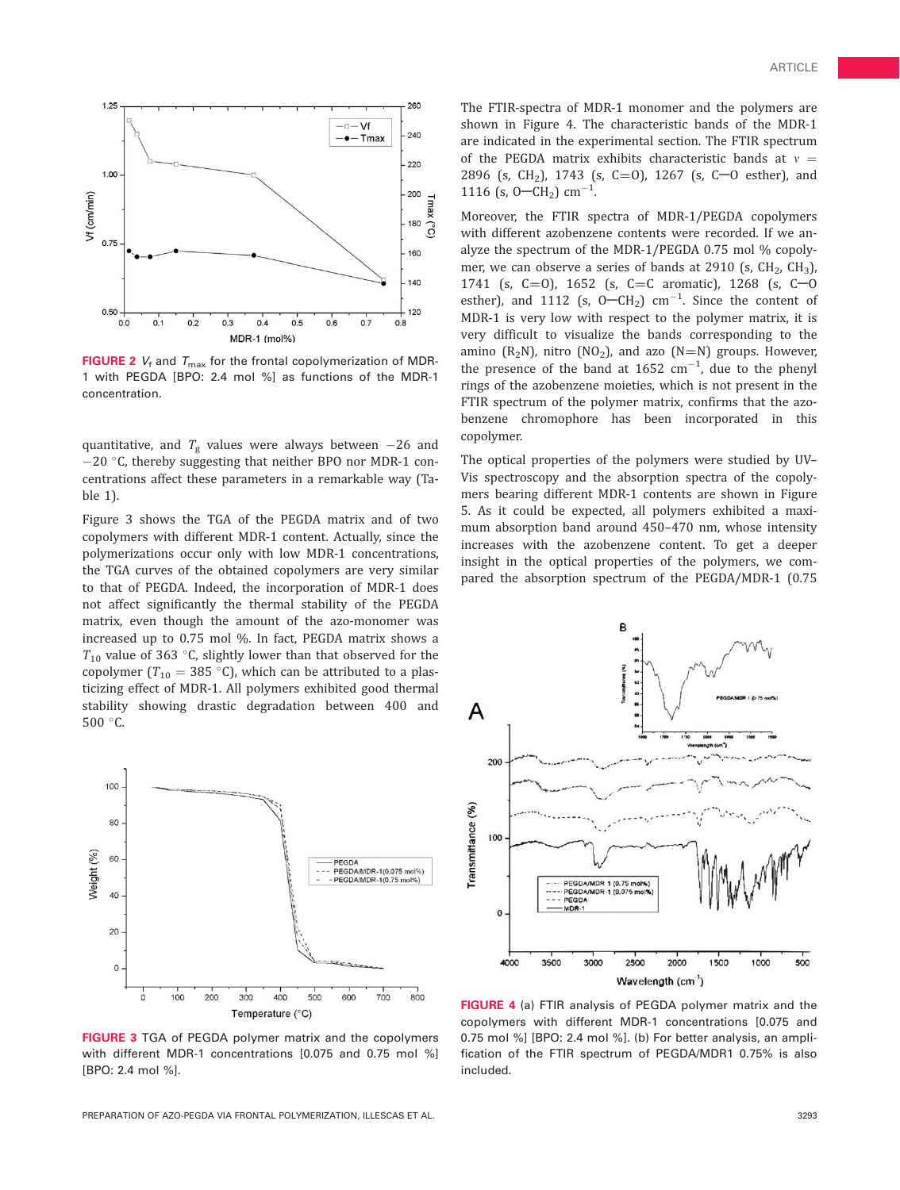FIGURE 2 $V_f$ and $T_{max}$ for the frontal copolymerization of MDR-1 with PEGDA [BPO: 2.4 mol %] as functions of the MDR-1 concentration.

quantitative, and $T_g$ values were always between −26 and −20 °C, thereby suggesting that neither BPO nor MDR-1 concentrations affect these parameters in a remarkable way (Table 1).

Figure 3 shows the TGA of the PEGDA matrix and of two copolymers with different MDR-1 content. Actually, since the polymerizations occur only with low MDR-1 concentrations, the TGA curves of the obtained copolymers are very similar to that of PEGDA. Indeed, the incorporation of MDR-1 does not affect significantly the thermal stability of the PEGDA matrix, even though the amount of the azo-monomer was increased up to 0.75 mol %. In fact, PEGDA matrix shows a $T_{10}$ value of 363 °C, slightly lower than that observed for the copolymer ($T_{10}$ = 385 °C), which can be attributed to a plasticizing effect of MDR-1. All polymers exhibited good thermal stability showing drastic degradation between 400 and 500 °C.

FIGURE 3 TGA of PEGDA polymer matrix and the copolymers with different MDR-1 concentrations [0.075 and 0.75 mol %] [BPO: 2.4 mol %].

The FTIR-spectra of MDR-1 monomer and the polymers are shown in Figure 4. The characteristic bands of the MDR-1 are indicated in the experimental section. The FTIR spectrum of the PEGDA matrix exhibits characteristic bands at $\nu$ = 2896 (s, $CH_2$), 1743 (s, C=O), 1267 (s, C—O esther), and 1116 (s, O—$CH_2$) $cm^{-1}$.

Moreover, the FTIR spectra of MDR-1/PEGDA copolymers with different azobenzene contents were recorded. If we analyze the spectrum of the MDR-1/PEGDA 0.75 mol % copolymer, we can observe a series of bands at 2910 (s, $CH_2$, $CH_3$), 1741 (s, C=O), 1652 (s, C=C aromatic), 1268 (s, C—O esther), and 1112 (s, O—$CH_2$) $cm^{-1}$. Since the content of MDR-1 is very low with respect to the polymer matrix, it is very difficult to visualize the bands corresponding to the amino ($R_2N$), nitro ($NO_2$), and azo (N=N) groups. However, the presence of the band at 1652 $cm^{-1}$, due to the phenyl rings of the azobenzene moieties, which is not present in the FTIR spectrum of the polymer matrix, confirms that the azobenzene chromophore has been incorporated in this copolymer.

The optical properties of the polymers were studied by UV–Vis spectroscopy and the absorption spectra of the copolymers bearing different MDR-1 contents are shown in Figure 5. As it could be expected, all polymers exhibited a maximum absorption band around 450–470 nm, whose intensity increases with the azobenzene content. To get a deeper insight in the optical properties of the polymers, we compared the absorption spectrum of the PEGDA/MDR-1 (0.75

FIGURE 4 (a) FTIR analysis of PEGDA polymer matrix and the copolymers with different MDR-1 concentrations [0.075 and 0.75 mol %] [BPO: 2.4 mol %]. (b) For better analysis, an amplification of the FTIR spectrum of PEGDA/MDR1 0.75% is also included.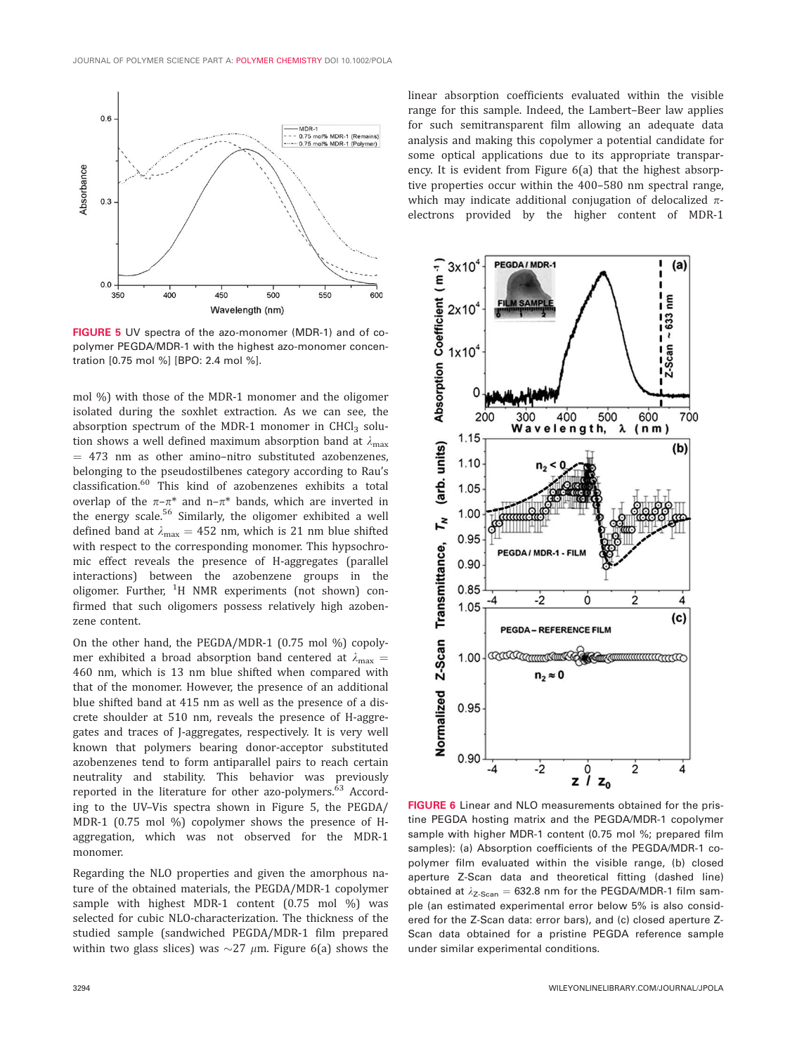FIGURE 5 UV spectra of the azo-monomer (MDR-1) and of copolymer PEGDA/MDR-1 with the highest azo-monomer concentration [0.75 mol %] [BPO: 2.4 mol %].

mol %) with those of the MDR-1 monomer and the oligomer isolated during the soxhlet extraction. As we can see, the absorption spectrum of the MDR-1 monomer in $CHCl_3$ solution shows a well defined maximum absorption band at $\lambda_{max}$ = 473 nm as other amino–nitro substituted azobenzenes, belonging to the pseudostilbenes category according to Rau's classification.[60] This kind of azobenzenes exhibits a total overlap of the $\pi$–$\pi^*$ and n–$\pi^*$ bands, which are inverted in the energy scale.[56] Similarly, the oligomer exhibited a well defined band at $\lambda_{max}$ = 452 nm, which is 21 nm blue shifted with respect to the corresponding monomer. This hypsochromic effect reveals the presence of H-aggregates (parallel interactions) between the azobenzene groups in the oligomer. Further, $^1$H NMR experiments (not shown) confirmed that such oligomers possess relatively high azobenzene content.

On the other hand, the PEGDA/MDR-1 (0.75 mol %) copolymer exhibited a broad absorption band centered at $\lambda_{max}$ = 460 nm, which is 13 nm blue shifted when compared with that of the monomer. However, the presence of an additional blue shifted band at 415 nm as well as the presence of a discrete shoulder at 510 nm, reveals the presence of H-aggregates and traces of J-aggregates, respectively. It is very well known that polymers bearing donor-acceptor substituted azobenzenes tend to form antiparallel pairs to reach certain neutrality and stability. This behavior was previously reported in the literature for other azo-polymers.[63] According to the UV–Vis spectra shown in Figure 5, the PEGDA/MDR-1 (0.75 mol %) copolymer shows the presence of H-aggregation, which was not observed for the MDR-1 monomer.

Regarding the NLO properties and given the amorphous nature of the obtained materials, the PEGDA/MDR-1 copolymer sample with highest MDR-1 content (0.75 mol %) was selected for cubic NLO-characterization. The thickness of the studied sample (sandwiched PEGDA/MDR-1 film prepared within two glass slices) was ~27 $\mu$m. Figure 6(a) shows the linear absorption coefficients evaluated within the visible range for this sample. Indeed, the Lambert–Beer law applies for such semitransparent film allowing an adequate data analysis and making this copolymer a potential candidate for some optical applications due to its appropriate transparency. It is evident from Figure 6(a) that the highest absorptive properties occur within the 400–580 nm spectral range, which may indicate additional conjugation of delocalized $\pi$-electrons provided by the higher content of MDR-1

FIGURE 6 Linear and NLO measurements obtained for the pristine PEGDA hosting matrix and the PEGDA/MDR-1 copolymer sample with higher MDR-1 content (0.75 mol %; prepared film samples): (a) Absorption coefficients of the PEGDA/MDR-1 copolymer film evaluated within the visible range, (b) closed aperture Z-Scan data and theoretical fitting (dashed line) obtained at $\lambda_{Z\text{-}Scan}$ = 632.8 nm for the PEGDA/MDR-1 film sample (an estimated experimental error below 5% is also considered for the Z-Scan data: error bars), and (c) closed aperture Z-Scan data obtained for a pristine PEGDA reference sample under similar experimental conditions.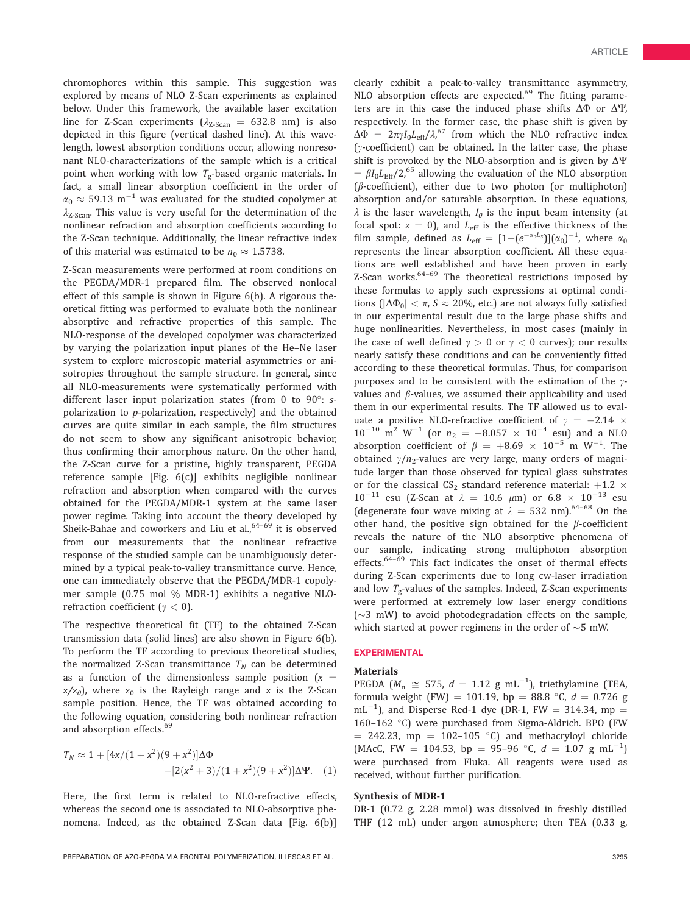chromophores within this sample. This suggestion was explored by means of NLO Z-Scan experiments as explained below. Under this framework, the available laser excitation line for Z-Scan experiments ($\lambda_{\text{Z-Scan}}$ = 632.8 nm) is also depicted in this figure (vertical dashed line). At this wavelength, lowest absorption conditions occur, allowing nonresonant NLO-characterizations of the sample which is a critical point when working with low $T_g$-based organic materials. In fact, a small linear absorption coefficient in the order of $\alpha_0 \approx 59.13$ m$^{-1}$ was evaluated for the studied copolymer at $\lambda_{\text{Z-Scan}}$. This value is very useful for the determination of the nonlinear refraction and absorption coefficients according to the Z-Scan technique. Additionally, the linear refractive index of this material was estimated to be $n_0 \approx 1.5738$.

Z-Scan measurements were performed at room conditions on the PEGDA/MDR-1 prepared film. The observed nonlocal effect of this sample is shown in Figure 6(b). A rigorous theoretical fitting was performed to evaluate both the nonlinear absorptive and refractive properties of this sample. The NLO-response of the developed copolymer was characterized by varying the polarization input planes of the He–Ne laser system to explore microscopic material asymmetries or anisotropies throughout the sample structure. In general, since all NLO-measurements were systematically performed with different laser input polarization states (from 0 to 90°: *s*-polarization to *p*-polarization, respectively) and the obtained curves are quite similar in each sample, the film structures do not seem to show any significant anisotropic behavior, thus confirming their amorphous nature. On the other hand, the Z-Scan curve for a pristine, highly transparent, PEGDA reference sample [Fig. 6(c)] exhibits negligible nonlinear refraction and absorption when compared with the curves obtained for the PEGDA/MDR-1 system at the same laser power regime. Taking into account the theory developed by Sheik-Bahae and coworkers and Liu et al.,[64–69] it is observed from our measurements that the nonlinear refractive response of the studied sample can be unambiguously determined by a typical peak-to-valley transmittance curve. Hence, one can immediately observe that the PEGDA/MDR-1 copolymer sample (0.75 mol % MDR-1) exhibits a negative NLO-refraction coefficient ($\gamma < 0$).

The respective theoretical fit (TF) to the obtained Z-Scan transmission data (solid lines) are also shown in Figure 6(b). To perform the TF according to previous theoretical studies, the normalized Z-Scan transmittance $T_N$ can be determined as a function of the dimensionless sample position ($x = z/z_0$), where $z_0$ is the Rayleigh range and $z$ is the Z-Scan sample position. Hence, the TF was obtained according to the following equation, considering both nonlinear refraction and absorption effects.[69]

$$T_N \approx 1 + [4x/(1+x^2)(9+x^2)]\Delta\Phi - [2(x^2+3)/(1+x^2)(9+x^2)]\Delta\Psi. \quad (1)$$

Here, the first term is related to NLO-refractive effects, whereas the second one is associated to NLO-absorptive phenomena. Indeed, as the obtained Z-Scan data [Fig. 6(b)] clearly exhibit a peak-to-valley transmittance asymmetry, NLO absorption effects are expected.[69] The fitting parameters are in this case the induced phase shifts $\Delta\Phi$ or $\Delta\Psi$, respectively. In the former case, the phase shift is given by $\Delta\Phi = 2\pi\gamma I_0 L_{\text{eff}}/\lambda$,[67] from which the NLO refractive index ($\gamma$-coefficient) can be obtained. In the latter case, the phase shift is provoked by the NLO-absorption and is given by $\Delta\Psi = \beta I_0 L_{\text{Eff}}/2$,[65] allowing the evaluation of the NLO absorption ($\beta$-coefficient), either due to two photon (or multiphoton) absorption and/or saturable absorption. In these equations, $\lambda$ is the laser wavelength, $I_0$ is the input beam intensity (at focal spot: $z = 0$), and $L_{\text{eff}}$ is the effective thickness of the film sample, defined as $L_{\text{eff}} = [1-(e^{-\alpha_0 L_S})](\alpha_0)^{-1}$, where $\alpha_0$ represents the linear absorption coefficient. All these equations are well established and have been proven in early Z-Scan works.[64–69] The theoretical restrictions imposed by these formulas to apply such expressions at optimal conditions ($|\Delta\Phi_0| < \pi$, $S \approx 20\%$, etc.) are not always fully satisfied in our experimental result due to the large phase shifts and huge nonlinearities. Nevertheless, in most cases (mainly in the case of well defined $\gamma > 0$ or $\gamma < 0$ curves); our results nearly satisfy these conditions and can be conveniently fitted according to these theoretical formulas. Thus, for comparison purposes and to be consistent with the estimation of the $\gamma$-values and $\beta$-values, we assumed their applicability and used them in our experimental results. The TF allowed us to evaluate a positive NLO-refractive coefficient of $\gamma = -2.14 \times 10^{-10}$ m$^2$ W$^{-1}$ (or $n_2 = -8.057 \times 10^{-4}$ esu) and a NLO absorption coefficient of $\beta = +8.69 \times 10^{-5}$ m W$^{-1}$. The obtained $\gamma/n_2$-values are very large, many orders of magnitude larger than those observed for typical glass substrates or for the classical $CS_2$ standard reference material: $+1.2 \times 10^{-11}$ esu (Z-Scan at $\lambda$ = 10.6 $\mu$m) or $6.8 \times 10^{-13}$ esu (degenerate four wave mixing at $\lambda$ = 532 nm).[64–68] On the other hand, the positive sign obtained for the $\beta$-coefficient reveals the nature of the NLO absorptive phenomena of our sample, indicating strong multiphoton absorption effects.[64–69] This fact indicates the onset of thermal effects during Z-Scan experiments due to long cw-laser irradiation and low $T_g$-values of the samples. Indeed, Z-Scan experiments were performed at extremely low laser energy conditions (~3 mW) to avoid photodegradation effects on the sample, which started at power regimens in the order of ~5 mW.

## EXPERIMENTAL

### Materials

PEGDA ($M_n \cong 575$, $d$ = 1.12 g mL$^{-1}$), triethylamine (TEA, formula weight (FW) = 101.19, bp = 88.8 °C, $d$ = 0.726 g mL$^{-1}$), and Disperse Red-1 dye (DR-1, FW = 314.34, mp = 160–162 °C) were purchased from Sigma-Aldrich. BPO (FW = 242.23, mp = 102–105 °C) and methacryloyl chloride (MAcC, FW = 104.53, bp = 95–96 °C, $d$ = 1.07 g mL$^{-1}$) were purchased from Fluka. All reagents were used as received, without further purification.

### Synthesis of MDR-1

DR-1 (0.72 g, 2.28 mmol) was dissolved in freshly distilled THF (12 mL) under argon atmosphere; then TEA (0.33 g,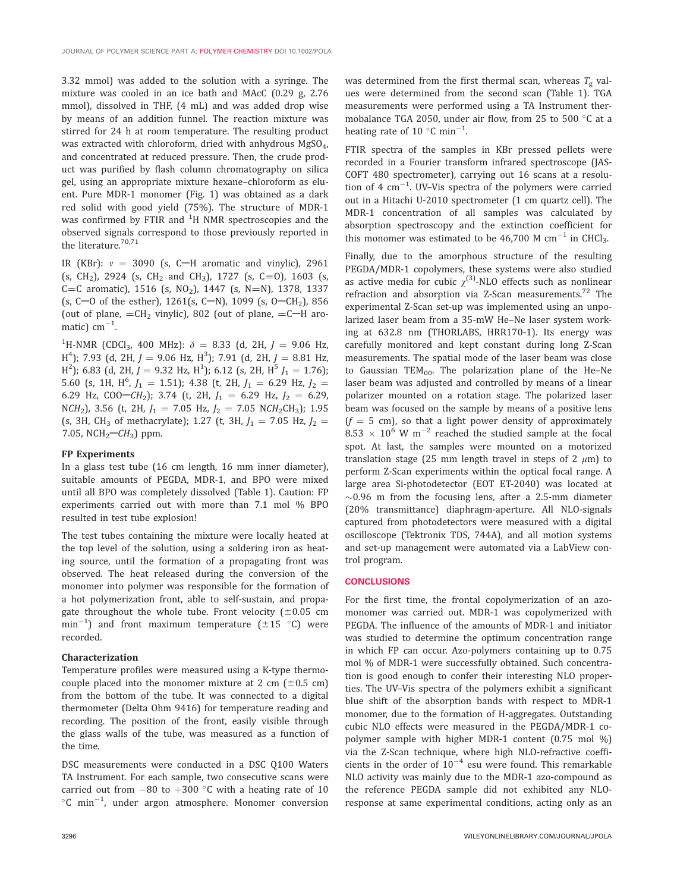3.32 mmol) was added to the solution with a syringe. The mixture was cooled in an ice bath and MAcC (0.29 g, 2.76 mmol), dissolved in THF, (4 mL) and was added drop wise by means of an addition funnel. The reaction mixture was stirred for 24 h at room temperature. The resulting product was extracted with chloroform, dried with anhydrous $MgSO_4$, and concentrated at reduced pressure. Then, the crude product was purified by flash column chromatography on silica gel, using an appropriate mixture hexane–chloroform as eluent. Pure MDR-1 monomer (Fig. 1) was obtained as a dark red solid with good yield (75%). The structure of MDR-1 was confirmed by FTIR and $^1$H NMR spectroscopies and the observed signals correspond to those previously reported in the literature.[70,71]

IR (KBr): $\nu$ = 3090 (s, C—H aromatic and vinylic), 2961 (s, $CH_2$), 2924 (s, $CH_2$ and $CH_3$), 1727 (s, C=O), 1603 (s, C=C aromatic), 1516 (s, $NO_2$), 1447 (s, N=N), 1378, 1337 (s, C—O of the esther), 1261(s, C—N), 1099 (s, O—$CH_2$), 856 (out of plane, =$CH_2$ vinylic), 802 (out of plane, =C—H aromatic) $cm^{-1}$.

$^1$H-NMR ($CDCl_3$, 400 MHz): $\delta$ = 8.33 (d, 2H, $J$ = 9.06 Hz, $H^4$); 7.93 (d, 2H, $J$ = 9.06 Hz, $H^3$); 7.91 (d, 2H, $J$ = 8.81 Hz, $H^2$); 6.83 (d, 2H, $J$ = 9.32 Hz, $H^1$); 6.12 (s, 2H, $H^5$ $J_1$ = 1.76); 5.60 (s, 1H, $H^6$, $J_1$ = 1.51); 4.38 (t, 2H, $J_1$ = 6.29 Hz, $J_2$ = 6.29 Hz, COO—$CH_2$); 3.74 (t, 2H, $J_1$ = 6.29 Hz, $J_2$ = 6.29, N$CH_2$), 3.56 (t, 2H, $J_1$ = 7.05 Hz, $J_2$ = 7.05 N$CH_2$$CH_3$); 1.95 (s, 3H, $CH_3$ of methacrylate); 1.27 (t, 3H, $J_1$ = 7.05 Hz, $J_2$ = 7.05, $NCH_2$—$CH_3$) ppm.

### FP Experiments

In a glass test tube (16 cm length, 16 mm inner diameter), suitable amounts of PEGDA, MDR-1, and BPO were mixed until all BPO was completely dissolved (Table 1). Caution: FP experiments carried out with more than 7.1 mol % BPO resulted in test tube explosion!

The test tubes containing the mixture were locally heated at the top level of the solution, using a soldering iron as heating source, until the formation of a propagating front was observed. The heat released during the conversion of the monomer into polymer was responsible for the formation of a hot polymerization front, able to self-sustain, and propagate throughout the whole tube. Front velocity ($\pm$0.05 cm $min^{-1}$) and front maximum temperature ($\pm$15 °C) were recorded.

### Characterization

Temperature profiles were measured using a K-type thermocouple placed into the monomer mixture at 2 cm ($\pm$0.5 cm) from the bottom of the tube. It was connected to a digital thermometer (Delta Ohm 9416) for temperature reading and recording. The position of the front, easily visible through the glass walls of the tube, was measured as a function of the time.

DSC measurements were conducted in a DSC Q100 Waters TA Instrument. For each sample, two consecutive scans were carried out from −80 to +300 °C with a heating rate of 10 °C $min^{-1}$, under argon atmosphere. Monomer conversion was determined from the first thermal scan, whereas $T_g$ values were determined from the second scan (Table 1). TGA measurements were performed using a TA Instrument thermobalance TGA 2050, under air flow, from 25 to 500 °C at a heating rate of 10 °C $min^{-1}$.

FTIR spectra of the samples in KBr pressed pellets were recorded in a Fourier transform infrared spectroscope (JASCOFT 480 spectrometer), carrying out 16 scans at a resolution of 4 $cm^{-1}$. UV–Vis spectra of the polymers were carried out in a Hitachi U-2010 spectrometer (1 cm quartz cell). The MDR-1 concentration of all samples was calculated by absorption spectroscopy and the extinction coefficient for this monomer was estimated to be 46,700 M $cm^{-1}$ in $CHCl_3$.

Finally, due to the amorphous structure of the resulting PEGDA/MDR-1 copolymers, these systems were also studied as active media for cubic $\chi^{(3)}$-NLO effects such as nonlinear refraction and absorption via Z-Scan measurements.[72] The experimental Z-Scan set-up was implemented using an unpolarized laser beam from a 35-mW He–Ne laser system working at 632.8 nm (THORLABS, HRR170-1). Its energy was carefully monitored and kept constant during long Z-Scan measurements. The spatial mode of the laser beam was close to Gaussian $TEM_{00}$. The polarization plane of the He–Ne laser beam was adjusted and controlled by means of a linear polarizer mounted on a rotation stage. The polarized laser beam was focused on the sample by means of a positive lens ($f$ = 5 cm), so that a light power density of approximately 8.53 × $10^6$ W $m^{-2}$ reached the studied sample at the focal spot. At last, the samples were mounted on a motorized translation stage (25 mm length travel in steps of 2 $\mu$m) to perform Z-Scan experiments within the optical focal range. A large area Si-photodetector (EOT ET-2040) was located at ~0.96 m from the focusing lens, after a 2.5-mm diameter (20% transmittance) diaphragm-aperture. All NLO-signals captured from photodetectors were measured with a digital oscilloscope (Tektronix TDS, 744A), and all motion systems and set-up management were automated via a LabView control program.

## CONCLUSIONS

For the first time, the frontal copolymerization of an azo-monomer was carried out. MDR-1 was copolymerized with PEGDA. The influence of the amounts of MDR-1 and initiator was studied to determine the optimum concentration range in which FP can occur. Azo-polymers containing up to 0.75 mol % of MDR-1 were successfully obtained. Such concentration is good enough to confer their interesting NLO properties. The UV–Vis spectra of the polymers exhibit a significant blue shift of the absorption bands with respect to MDR-1 monomer, due to the formation of H-aggregates. Outstanding cubic NLO effects were measured in the PEGDA/MDR-1 copolymer sample with higher MDR-1 content (0.75 mol %) via the Z-Scan technique, where high NLO-refractive coefficients in the order of $10^{-4}$ esu were found. This remarkable NLO activity was mainly due to the MDR-1 azo-compound as the reference PEGDA sample did not exhibited any NLO-response at same experimental conditions, acting only as an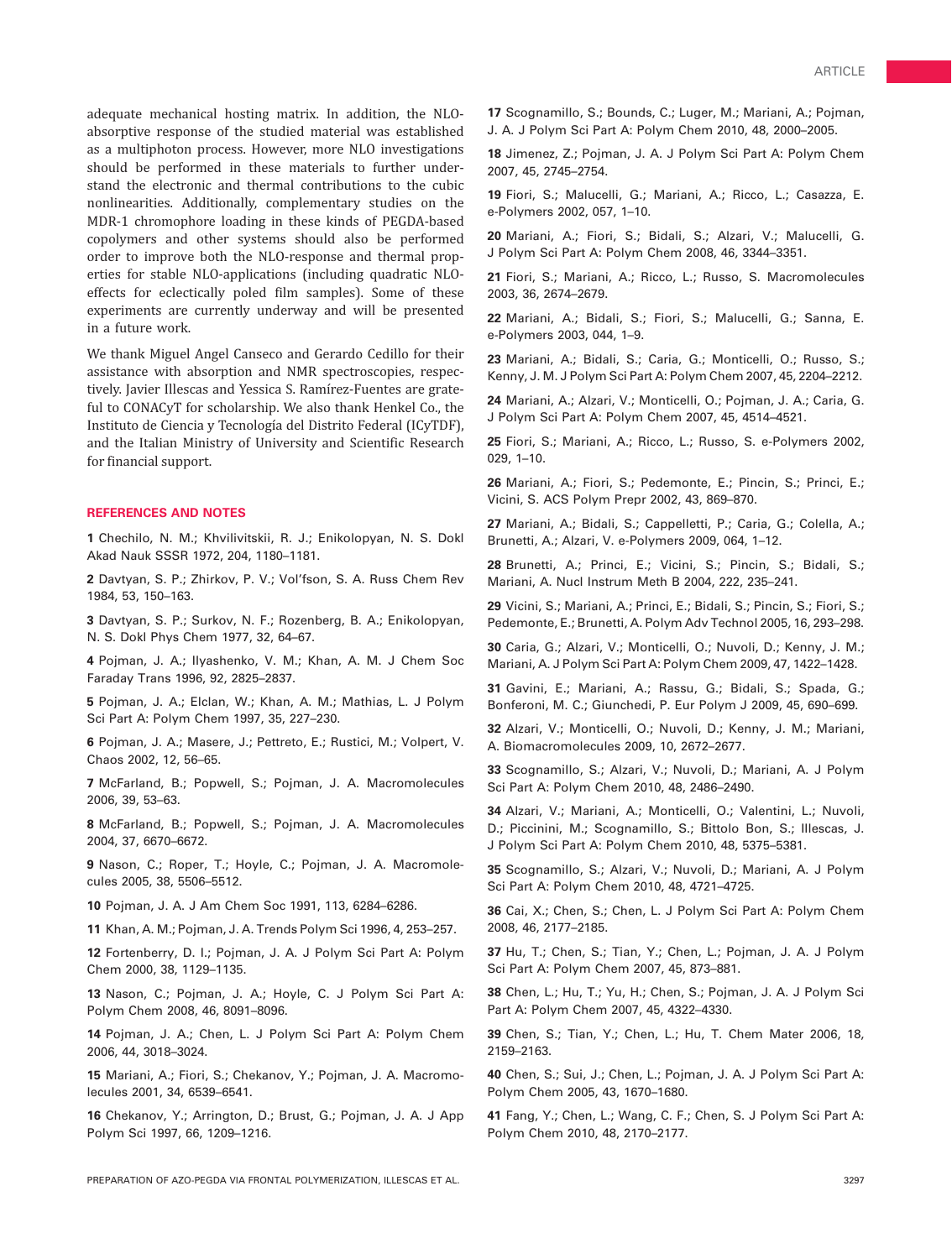adequate mechanical hosting matrix. In addition, the NLO-absorptive response of the studied material was established as a multiphoton process. However, more NLO investigations should be performed in these materials to further understand the electronic and thermal contributions to the cubic nonlinearities. Additionally, complementary studies on the MDR-1 chromophore loading in these kinds of PEGDA-based copolymers and other systems should also be performed order to improve both the NLO-response and thermal properties for stable NLO-applications (including quadratic NLO-effects for eclectically poled film samples). Some of these experiments are currently underway and will be presented in a future work.

We thank Miguel Angel Canseco and Gerardo Cedillo for their assistance with absorption and NMR spectroscopies, respectively. Javier Illescas and Yessica S. Ramírez-Fuentes are grateful to CONACyT for scholarship. We also thank Henkel Co., the Instituto de Ciencia y Tecnología del Distrito Federal (ICyTDF), and the Italian Ministry of University and Scientific Research for financial support.

## REFERENCES AND NOTES

1 Chechilo, N. M.; Khvilivitskii, R. J.; Enikolopyan, N. S. Dokl Akad Nauk SSSR 1972, 204, 1180–1181.

2 Davtyan, S. P.; Zhirkov, P. V.; Vol'fson, S. A. Russ Chem Rev 1984, 53, 150–163.

3 Davtyan, S. P.; Surkov, N. F.; Rozenberg, B. A.; Enikolopyan, N. S. Dokl Phys Chem 1977, 32, 64–67.

4 Pojman, J. A.; Ilyashenko, V. M.; Khan, A. M. J Chem Soc Faraday Trans 1996, 92, 2825–2837.

5 Pojman, J. A.; Elclan, W.; Khan, A. M.; Mathias, L. J Polym Sci Part A: Polym Chem 1997, 35, 227–230.

6 Pojman, J. A.; Masere, J.; Pettreto, E.; Rustici, M.; Volpert, V. Chaos 2002, 12, 56–65.

7 McFarland, B.; Popwell, S.; Pojman, J. A. Macromolecules 2006, 39, 53–63.

8 McFarland, B.; Popwell, S.; Pojman, J. A. Macromolecules 2004, 37, 6670–6672.

9 Nason, C.; Roper, T.; Hoyle, C.; Pojman, J. A. Macromolecules 2005, 38, 5506–5512.

10 Pojman, J. A. J Am Chem Soc 1991, 113, 6284–6286.

11 Khan, A. M.; Pojman, J. A. Trends Polym Sci 1996, 4, 253–257.

12 Fortenberry, D. I.; Pojman, J. A. J Polym Sci Part A: Polym Chem 2000, 38, 1129–1135.

13 Nason, C.; Pojman, J. A.; Hoyle, C. J Polym Sci Part A: Polym Chem 2008, 46, 8091–8096.

14 Pojman, J. A.; Chen, L. J Polym Sci Part A: Polym Chem 2006, 44, 3018–3024.

15 Mariani, A.; Fiori, S.; Chekanov, Y.; Pojman, J. A. Macromolecules 2001, 34, 6539–6541.

16 Chekanov, Y.; Arrington, D.; Brust, G.; Pojman, J. A. J App Polym Sci 1997, 66, 1209–1216.

17 Scognamillo, S.; Bounds, C.; Luger, M.; Mariani, A.; Pojman, J. A. J Polym Sci Part A: Polym Chem 2010, 48, 2000–2005.

18 Jimenez, Z.; Pojman, J. A. J Polym Sci Part A: Polym Chem 2007, 45, 2745–2754.

19 Fiori, S.; Malucelli, G.; Mariani, A.; Ricco, L.; Casazza, E. e-Polymers 2002, 057, 1–10.

20 Mariani, A.; Fiori, S.; Bidali, S.; Alzari, V.; Malucelli, G. J Polym Sci Part A: Polym Chem 2008, 46, 3344–3351.

21 Fiori, S.; Mariani, A.; Ricco, L.; Russo, S. Macromolecules 2003, 36, 2674–2679.

22 Mariani, A.; Bidali, S.; Fiori, S.; Malucelli, G.; Sanna, E. e-Polymers 2003, 044, 1–9.

23 Mariani, A.; Bidali, S.; Caria, G.; Monticelli, O.; Russo, S.; Kenny, J. M. J Polym Sci Part A: Polym Chem 2007, 45, 2204–2212.

24 Mariani, A.; Alzari, V.; Monticelli, O.; Pojman, J. A.; Caria, G. J Polym Sci Part A: Polym Chem 2007, 45, 4514–4521.

25 Fiori, S.; Mariani, A.; Ricco, L.; Russo, S. e-Polymers 2002, 029, 1–10.

26 Mariani, A.; Fiori, S.; Pedemonte, E.; Pincin, S.; Princi, E.; Vicini, S. ACS Polym Prepr 2002, 43, 869–870.

27 Mariani, A.; Bidali, S.; Cappelletti, P.; Caria, G.; Colella, A.; Brunetti, A.; Alzari, V. e-Polymers 2009, 064, 1–12.

28 Brunetti, A.; Princi, E.; Vicini, S.; Pincin, S.; Bidali, S.; Mariani, A. Nucl Instrum Meth B 2004, 222, 235–241.

29 Vicini, S.; Mariani, A.; Princi, E.; Bidali, S.; Pincin, S.; Fiori, S.; Pedemonte, E.; Brunetti, A. Polym Adv Technol 2005, 16, 293–298.

30 Caria, G.; Alzari, V.; Monticelli, O.; Nuvoli, D.; Kenny, J. M.; Mariani, A. J Polym Sci Part A: Polym Chem 2009, 47, 1422–1428.

31 Gavini, E.; Mariani, A.; Rassu, G.; Bidali, S.; Spada, G.; Bonferoni, M. C.; Giunchedi, P. Eur Polym J 2009, 45, 690–699.

32 Alzari, V.; Monticelli, O.; Nuvoli, D.; Kenny, J. M.; Mariani, A. Biomacromolecules 2009, 10, 2672–2677.

33 Scognamillo, S.; Alzari, V.; Nuvoli, D.; Mariani, A. J Polym Sci Part A: Polym Chem 2010, 48, 2486–2490.

34 Alzari, V.; Mariani, A.; Monticelli, O.; Valentini, L.; Nuvoli, D.; Piccinini, M.; Scognamillo, S.; Bittolo Bon, S.; Illescas, J. J Polym Sci Part A: Polym Chem 2010, 48, 5375–5381.

35 Scognamillo, S.; Alzari, V.; Nuvoli, D.; Mariani, A. J Polym Sci Part A: Polym Chem 2010, 48, 4721–4725.

36 Cai, X.; Chen, S.; Chen, L. J Polym Sci Part A: Polym Chem 2008, 46, 2177–2185.

37 Hu, T.; Chen, S.; Tian, Y.; Chen, L.; Pojman, J. A. J Polym Sci Part A: Polym Chem 2007, 45, 873–881.

38 Chen, L.; Hu, T.; Yu, H.; Chen, S.; Pojman, J. A. J Polym Sci Part A: Polym Chem 2007, 45, 4322–4330.

39 Chen, S.; Tian, Y.; Chen, L.; Hu, T. Chem Mater 2006, 18, 2159–2163.

40 Chen, S.; Sui, J.; Chen, L.; Pojman, J. A. J Polym Sci Part A: Polym Chem 2005, 43, 1670–1680.

41 Fang, Y.; Chen, L.; Wang, C. F.; Chen, S. J Polym Sci Part A: Polym Chem 2010, 48, 2170–2177.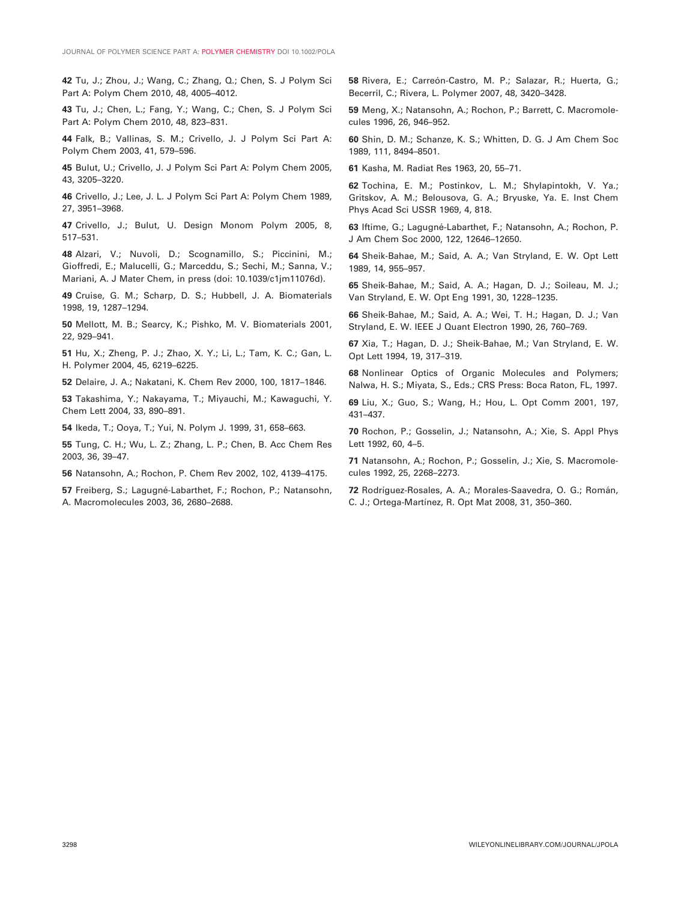42 Tu, J.; Zhou, J.; Wang, C.; Zhang, Q.; Chen, S. J Polym Sci Part A: Polym Chem 2010, 48, 4005–4012.

43 Tu, J.; Chen, L.; Fang, Y.; Wang, C.; Chen, S. J Polym Sci Part A: Polym Chem 2010, 48, 823–831.

44 Falk, B.; Vallinas, S. M.; Crivello, J. J Polym Sci Part A: Polym Chem 2003, 41, 579–596.

45 Bulut, U.; Crivello, J. J Polym Sci Part A: Polym Chem 2005, 43, 3205–3220.

46 Crivello, J.; Lee, J. L. J Polym Sci Part A: Polym Chem 1989, 27, 3951–3968.

47 Crivello, J.; Bulut, U. Design Monom Polym 2005, 8, 517–531.

48 Alzari, V.; Nuvoli, D.; Scognamillo, S.; Piccinini, M.; Gioffredi, E.; Malucelli, G.; Marceddu, S.; Sechi, M.; Sanna, V.; Mariani, A. J Mater Chem, in press (doi: 10.1039/c1jm11076d).

49 Cruise, G. M.; Scharp, D. S.; Hubbell, J. A. Biomaterials 1998, 19, 1287–1294.

50 Mellott, M. B.; Searcy, K.; Pishko, M. V. Biomaterials 2001, 22, 929–941.

51 Hu, X.; Zheng, P. J.; Zhao, X. Y.; Li, L.; Tam, K. C.; Gan, L. H. Polymer 2004, 45, 6219–6225.

52 Delaire, J. A.; Nakatani, K. Chem Rev 2000, 100, 1817–1846.

53 Takashima, Y.; Nakayama, T.; Miyauchi, M.; Kawaguchi, Y. Chem Lett 2004, 33, 890–891.

54 Ikeda, T.; Ooya, T.; Yui, N. Polym J. 1999, 31, 658–663.

55 Tung, C. H.; Wu, L. Z.; Zhang, L. P.; Chen, B. Acc Chem Res 2003, 36, 39–47.

56 Natansohn, A.; Rochon, P. Chem Rev 2002, 102, 4139–4175.

57 Freiberg, S.; Lagugné-Labarthet, F.; Rochon, P.; Natansohn, A. Macromolecules 2003, 36, 2680–2688.

58 Rivera, E.; Carreón-Castro, M. P.; Salazar, R.; Huerta, G.; Becerril, C.; Rivera, L. Polymer 2007, 48, 3420–3428.

59 Meng, X.; Natansohn, A.; Rochon, P.; Barrett, C. Macromolecules 1996, 26, 946–952.

60 Shin, D. M.; Schanze, K. S.; Whitten, D. G. J Am Chem Soc 1989, 111, 8494–8501.

61 Kasha, M. Radiat Res 1963, 20, 55–71.

62 Tochina, E. M.; Postinkov, L. M.; Shylapintokh, V. Ya.; Gritskov, A. M.; Belousova, G. A.; Bryuske, Ya. E. Inst Chem Phys Acad Sci USSR 1969, 4, 818.

63 Iftime, G.; Lagugné-Labarthet, F.; Natansohn, A.; Rochon, P. J Am Chem Soc 2000, 122, 12646–12650.

64 Sheik-Bahae, M.; Said, A. A.; Van Stryland, E. W. Opt Lett 1989, 14, 955–957.

65 Sheik-Bahae, M.; Said, A. A.; Hagan, D. J.; Soileau, M. J.; Van Stryland, E. W. Opt Eng 1991, 30, 1228–1235.

66 Sheik-Bahae, M.; Said, A. A.; Wei, T. H.; Hagan, D. J.; Van Stryland, E. W. IEEE J Quant Electron 1990, 26, 760–769.

67 Xia, T.; Hagan, D. J.; Sheik-Bahae, M.; Van Stryland, E. W. Opt Lett 1994, 19, 317–319.

68 Nonlinear Optics of Organic Molecules and Polymers; Nalwa, H. S.; Miyata, S., Eds.; CRS Press: Boca Raton, FL, 1997.

69 Liu, X.; Guo, S.; Wang, H.; Hou, L. Opt Comm 2001, 197, 431–437.

70 Rochon, P.; Gosselin, J.; Natansohn, A.; Xie, S. Appl Phys Lett 1992, 60, 4–5.

71 Natansohn, A.; Rochon, P.; Gosselin, J.; Xie, S. Macromolecules 1992, 25, 2268–2273.

72 Rodríguez-Rosales, A. A.; Morales-Saavedra, O. G.; Román, C. J.; Ortega-Martínez, R. Opt Mat 2008, 31, 350–360.